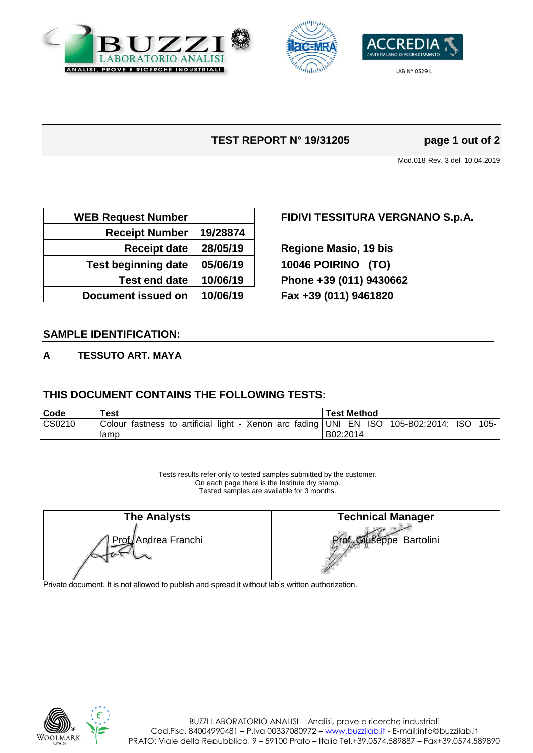## TEST REPORT N° 19/31205

Mod.018 Rev. 3 del 10.04.2019

| | |
|---|---|
| **WEB Request Number** | |
| **Receipt Number** | **19/28874** |
| **Receipt date** | **28/05/19** |
| **Test beginning date** | **05/06/19** |
| **Test end date** | **10/06/19** |
| **Document issued on** | **10/06/19** |

**FIDIVI TESSITURA VERGNANO S.p.A.**

**Regione Masio, 19 bis**
**10046 POIRINO (TO)**
**Phone +39 (011) 9430662**
**Fax +39 (011) 9461820**

## SAMPLE IDENTIFICATION:

**A TESSUTO ART. MAYA**

## THIS DOCUMENT CONTAINS THE FOLLOWING TESTS:

| Code | Test | Test Method |
|---|---|---|
| CS0210 | Colour fastness to artificial light - Xenon arc fading lamp | UNI EN ISO 105-B02:2014; ISO 105-B02:2014 |

Tests results refer only to tested samples submitted by the customer.
On each page there is the Institute dry stamp.
Tested samples are available for 3 months.

| The Analysts | Technical Manager |
|---|---|
| Prof. Andrea Franchi | Prof. Giuseppe Bartolini |

Private document. It is not allowed to publish and spread it without lab's written authorization.

BUZZI LABORATORIO ANALISI – Analisi, prove e ricerche industriali
Cod.Fisc. 84004990481 – P.Iva 00337080972 – www.buzzilab.it - E-mail:info@buzzilab.it
PRATO: Viale della Repubblica, 9 – 59100 Prato – Italia Tel.+39.0574.589887 – Fax+39.0574.589890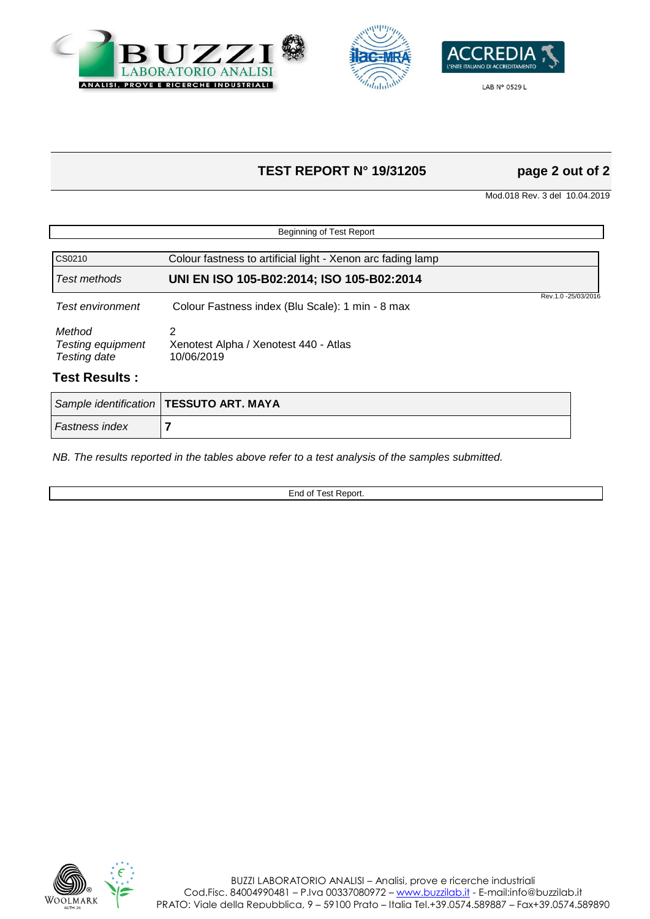## TEST REPORT N° 19/31205

Mod.018 Rev. 3 del 10.04.2019

Beginning of Test Report

| | |
|---|---|
| CS0210 | Colour fastness to artificial light - Xenon arc fading lamp |
| *Test methods* | **UNI EN ISO 105-B02:2014; ISO 105-B02:2014** |

Rev.1.0 -25/03/2016

*Test environment* Colour Fastness index (Blu Scale): 1 min - 8 max

*Method* 2
*Testing equipment* Xenotest Alpha / Xenotest 440 - Atlas
*Testing date* 10/06/2019

**Test Results :**

| | |
|---|---|
| *Sample identification* | **TESSUTO ART. MAYA** |
| *Fastness index* | **7** |

*NB. The results reported in the tables above refer to a test analysis of the samples submitted.*

End of Test Report.

BUZZI LABORATORIO ANALISI – Analisi, prove e ricerche industriali
Cod.Fisc. 84004990481 – P.Iva 00337080972 – www.buzzilab.it - E-mail:info@buzzilab.it
PRATO: Viale della Repubblica, 9 – 59100 Prato – Italia Tel.+39.0574.589887 – Fax+39.0574.589890